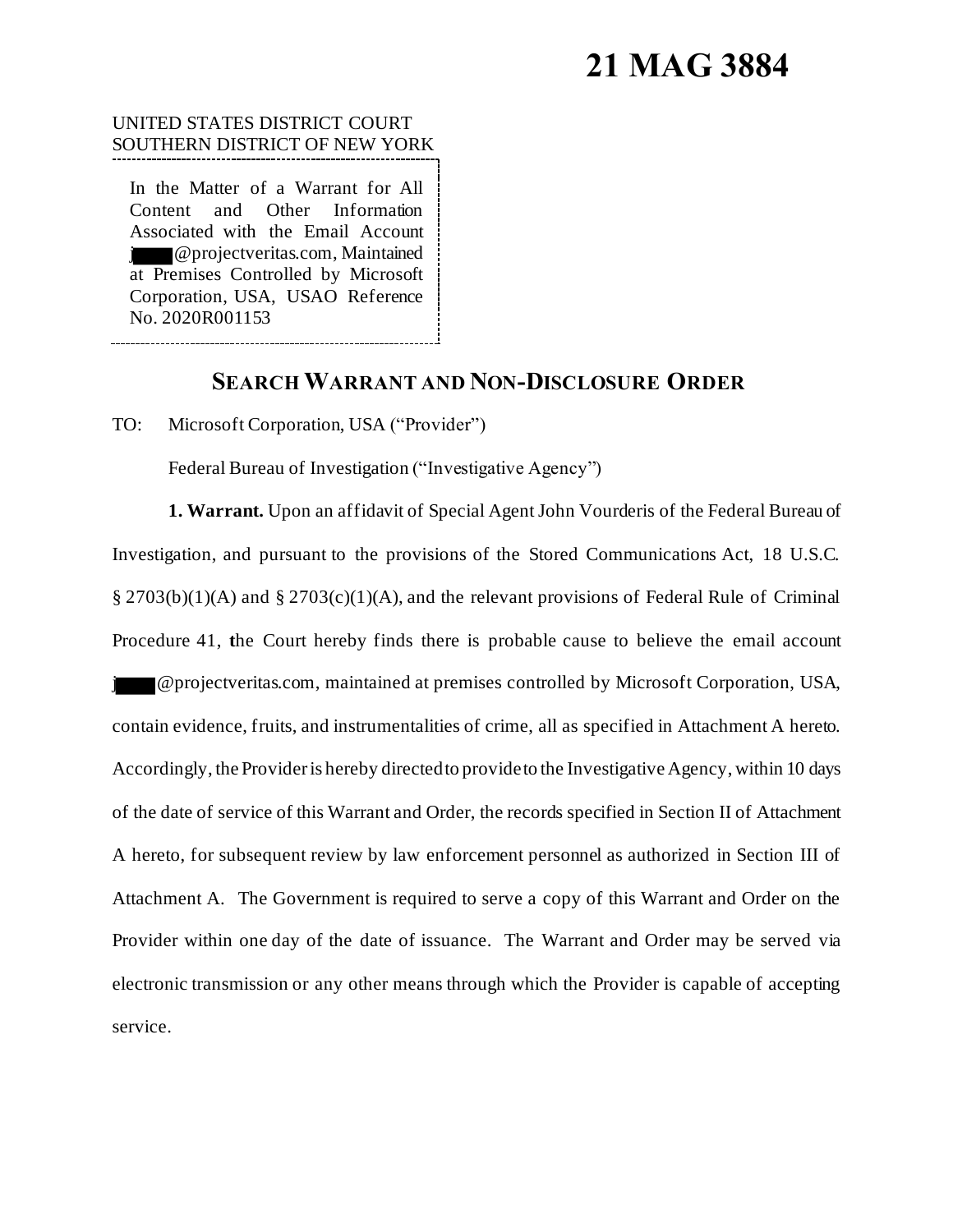# 21 MAG 3884

UNITED STATES DISTRICT COURT
SOUTHERN DISTRICT OF NEW YORK

In the Matter of a Warrant for All Content and Other Information Associated with the Email Account j████@projectveritas.com, Maintained at Premises Controlled by Microsoft Corporation, USA, USAO Reference No. 2020R001153

## SEARCH WARRANT AND NON-DISCLOSURE ORDER

TO: Microsoft Corporation, USA ("Provider")

Federal Bureau of Investigation ("Investigative Agency")

**1. Warrant.** Upon an affidavit of Special Agent John Vourderis of the Federal Bureau of Investigation, and pursuant to the provisions of the Stored Communications Act, 18 U.S.C. § 2703(b)(1)(A) and § 2703(c)(1)(A), and the relevant provisions of Federal Rule of Criminal Procedure 41, the Court hereby finds there is probable cause to believe the email account j████@projectveritas.com, maintained at premises controlled by Microsoft Corporation, USA, contain evidence, fruits, and instrumentalities of crime, all as specified in Attachment A hereto. Accordingly, the Provider is hereby directed to provide to the Investigative Agency, within 10 days of the date of service of this Warrant and Order, the records specified in Section II of Attachment A hereto, for subsequent review by law enforcement personnel as authorized in Section III of Attachment A. The Government is required to serve a copy of this Warrant and Order on the Provider within one day of the date of issuance. The Warrant and Order may be served via electronic transmission or any other means through which the Provider is capable of accepting service.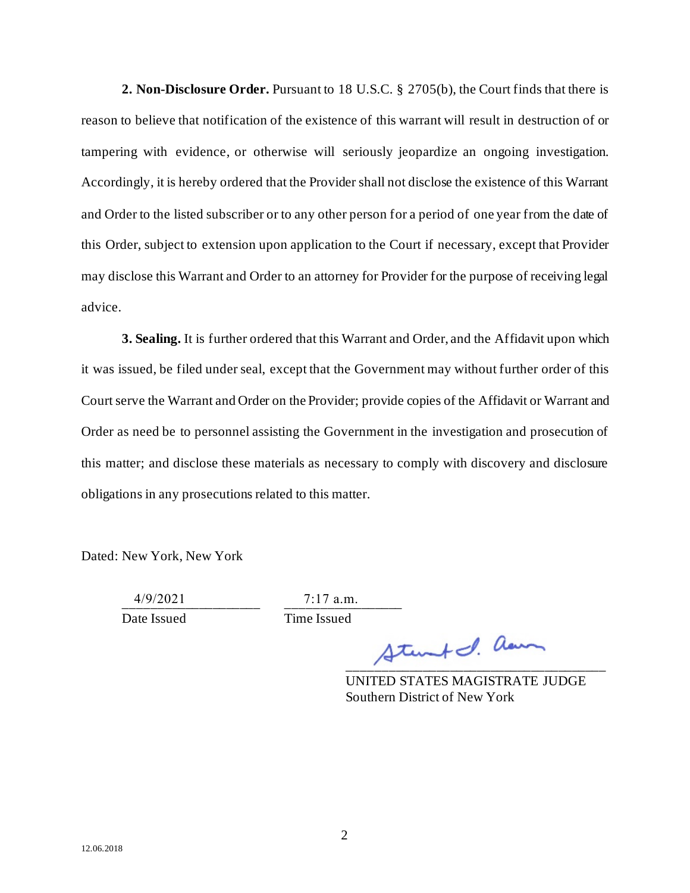**2. Non-Disclosure Order.** Pursuant to 18 U.S.C. § 2705(b), the Court finds that there is reason to believe that notification of the existence of this warrant will result in destruction of or tampering with evidence, or otherwise will seriously jeopardize an ongoing investigation. Accordingly, it is hereby ordered that the Provider shall not disclose the existence of this Warrant and Order to the listed subscriber or to any other person for a period of one year from the date of this Order, subject to extension upon application to the Court if necessary, except that Provider may disclose this Warrant and Order to an attorney for Provider for the purpose of receiving legal advice.

**3. Sealing.** It is further ordered that this Warrant and Order, and the Affidavit upon which it was issued, be filed under seal, except that the Government may without further order of this Court serve the Warrant and Order on the Provider; provide copies of the Affidavit or Warrant and Order as need be to personnel assisting the Government in the investigation and prosecution of this matter; and disclose these materials as necessary to comply with discovery and disclosure obligations in any prosecutions related to this matter.

Dated: New York, New York

4/9/2021 — Date Issued

7:17 a.m. — Time Issued

[Signature: Stewart D. Aaron]

UNITED STATES MAGISTRATE JUDGE
Southern District of New York

12.06.2018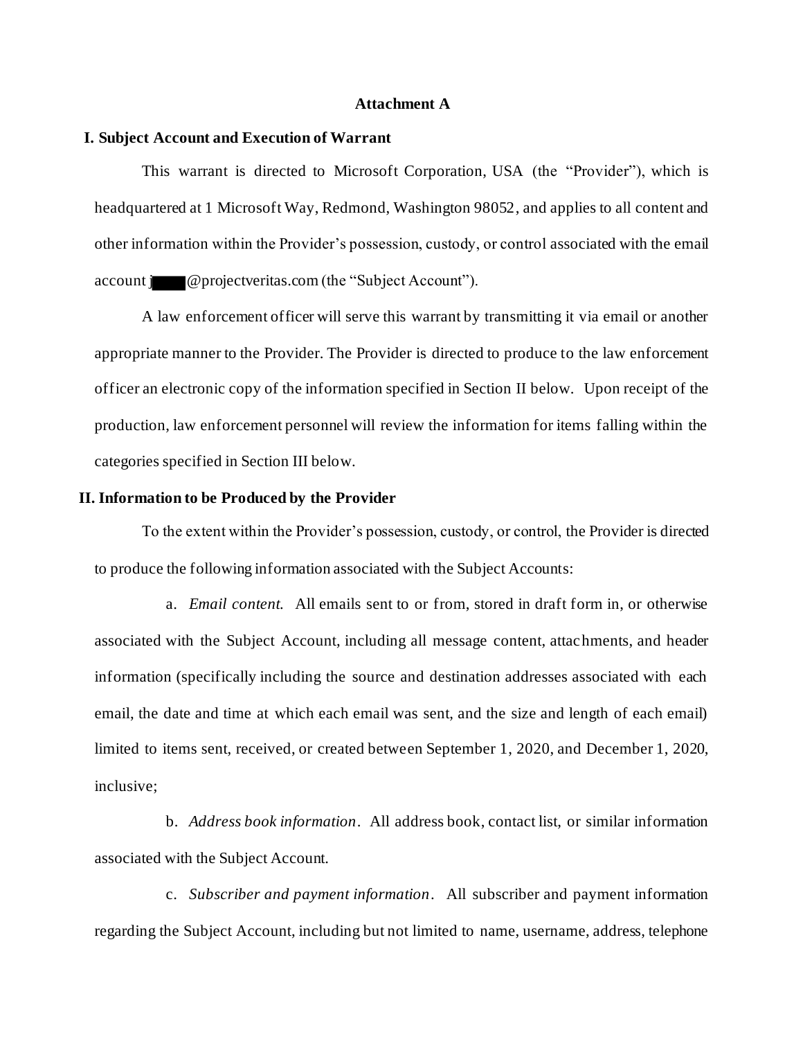# Attachment A

## I. Subject Account and Execution of Warrant

This warrant is directed to Microsoft Corporation, USA (the "Provider"), which is headquartered at 1 Microsoft Way, Redmond, Washington 98052, and applies to all content and other information within the Provider's possession, custody, or control associated with the email account j█████@projectveritas.com (the "Subject Account").

A law enforcement officer will serve this warrant by transmitting it via email or another appropriate manner to the Provider. The Provider is directed to produce to the law enforcement officer an electronic copy of the information specified in Section II below. Upon receipt of the production, law enforcement personnel will review the information for items falling within the categories specified in Section III below.

## II. Information to be Produced by the Provider

To the extent within the Provider's possession, custody, or control, the Provider is directed to produce the following information associated with the Subject Accounts:

a. *Email content.* All emails sent to or from, stored in draft form in, or otherwise associated with the Subject Account, including all message content, attachments, and header information (specifically including the source and destination addresses associated with each email, the date and time at which each email was sent, and the size and length of each email) limited to items sent, received, or created between September 1, 2020, and December 1, 2020, inclusive;

b. *Address book information.* All address book, contact list, or similar information associated with the Subject Account.

c. *Subscriber and payment information.* All subscriber and payment information regarding the Subject Account, including but not limited to name, username, address, telephone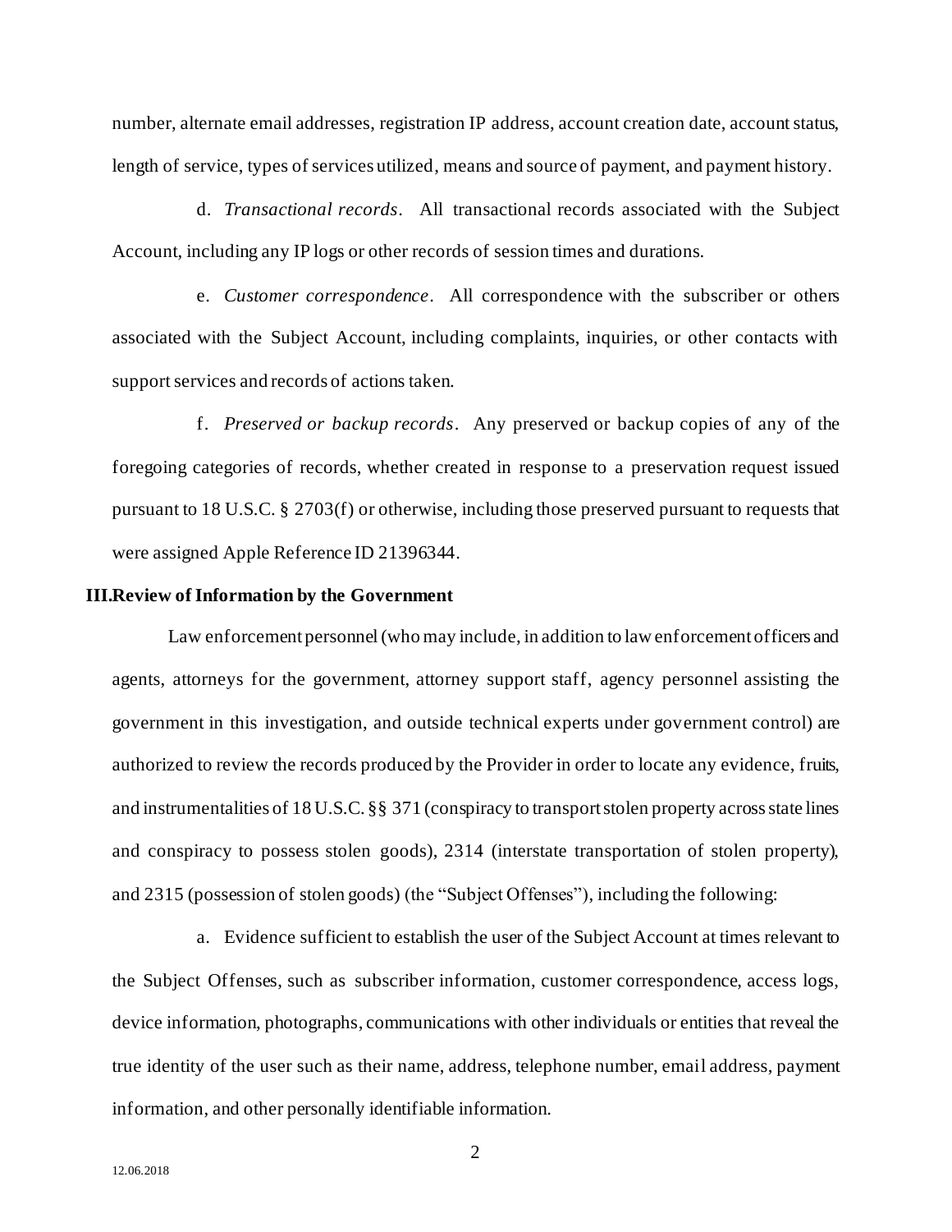number, alternate email addresses, registration IP address, account creation date, account status, length of service, types of services utilized, means and source of payment, and payment history.

d. *Transactional records*. All transactional records associated with the Subject Account, including any IP logs or other records of session times and durations.

e. *Customer correspondence*. All correspondence with the subscriber or others associated with the Subject Account, including complaints, inquiries, or other contacts with support services and records of actions taken.

f. *Preserved or backup records*. Any preserved or backup copies of any of the foregoing categories of records, whether created in response to a preservation request issued pursuant to 18 U.S.C. § 2703(f) or otherwise, including those preserved pursuant to requests that were assigned Apple Reference ID 21396344.

**III.Review of Information by the Government**

Law enforcement personnel (who may include, in addition to law enforcement officers and agents, attorneys for the government, attorney support staff, agency personnel assisting the government in this investigation, and outside technical experts under government control) are authorized to review the records produced by the Provider in order to locate any evidence, fruits, and instrumentalities of 18 U.S.C. §§ 371 (conspiracy to transport stolen property across state lines and conspiracy to possess stolen goods), 2314 (interstate transportation of stolen property), and 2315 (possession of stolen goods) (the "Subject Offenses"), including the following:

a. Evidence sufficient to establish the user of the Subject Account at times relevant to the Subject Offenses, such as subscriber information, customer correspondence, access logs, device information, photographs, communications with other individuals or entities that reveal the true identity of the user such as their name, address, telephone number, email address, payment information, and other personally identifiable information.

12.06.2018